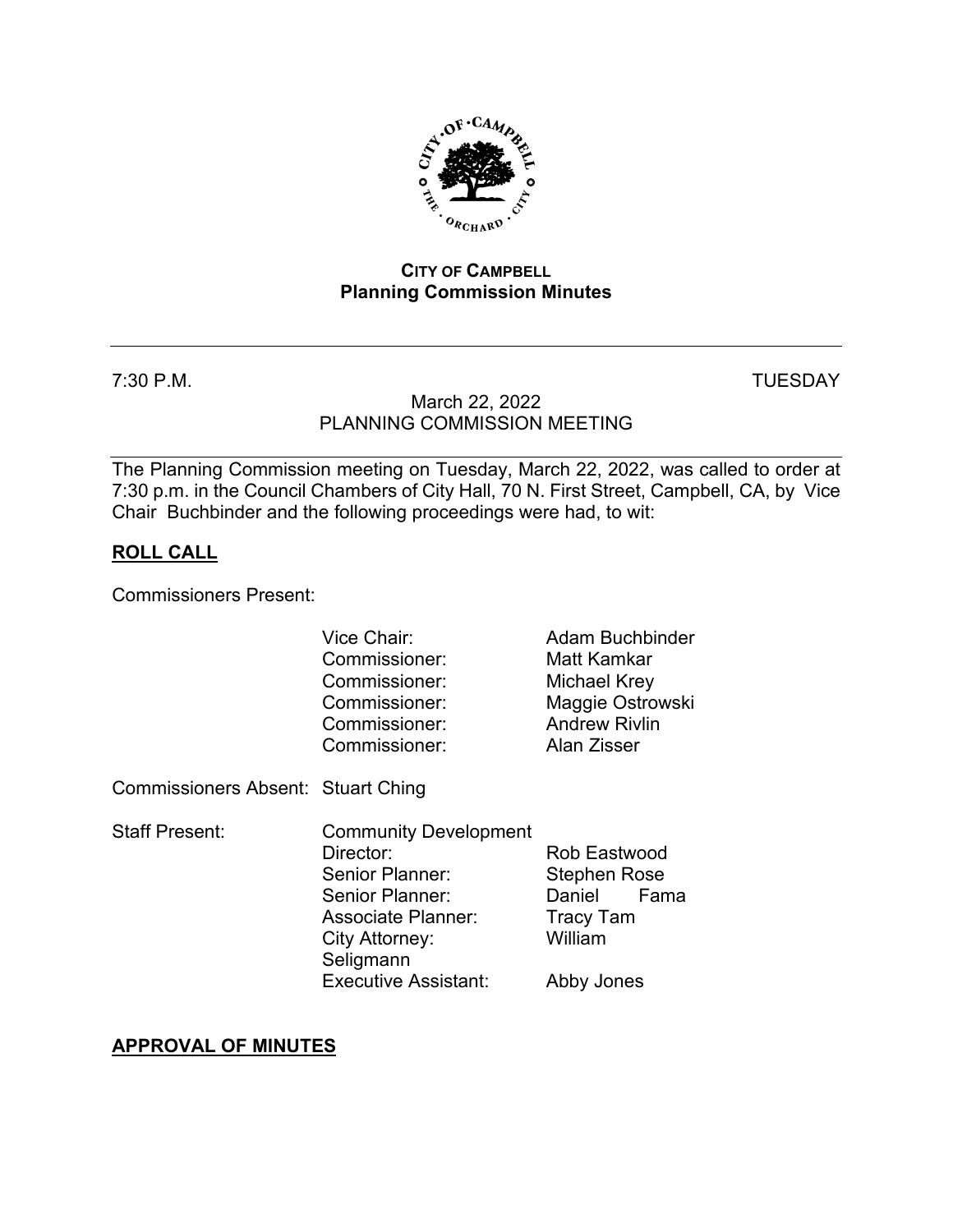**CITY OF CAMPBELL**
**Planning Commission Minutes**

---

7:30 P.M. TUESDAY

March 22, 2022
PLANNING COMMISSION MEETING

---

The Planning Commission meeting on Tuesday, March 22, 2022, was called to order at 7:30 p.m. in the Council Chambers of City Hall, 70 N. First Street, Campbell, CA, by Vice Chair Buchbinder and the following proceedings were had, to wit:

## ROLL CALL

Commissioners Present:

| | | |
|---|---|---|
| | Vice Chair: | Adam Buchbinder |
| | Commissioner: | Matt Kamkar |
| | Commissioner: | Michael Krey |
| | Commissioner: | Maggie Ostrowski |
| | Commissioner: | Andrew Rivlin |
| | Commissioner: | Alan Zisser |

Commissioners Absent: Stuart Ching

| | | |
|---|---|---|
| Staff Present: | Community Development Director: | Rob Eastwood |
| | Senior Planner: | Stephen Rose |
| | Senior Planner: | Daniel Fama |
| | Associate Planner: | Tracy Tam |
| | City Attorney: | William Seligmann |
| | Executive Assistant: | Abby Jones |

## APPROVAL OF MINUTES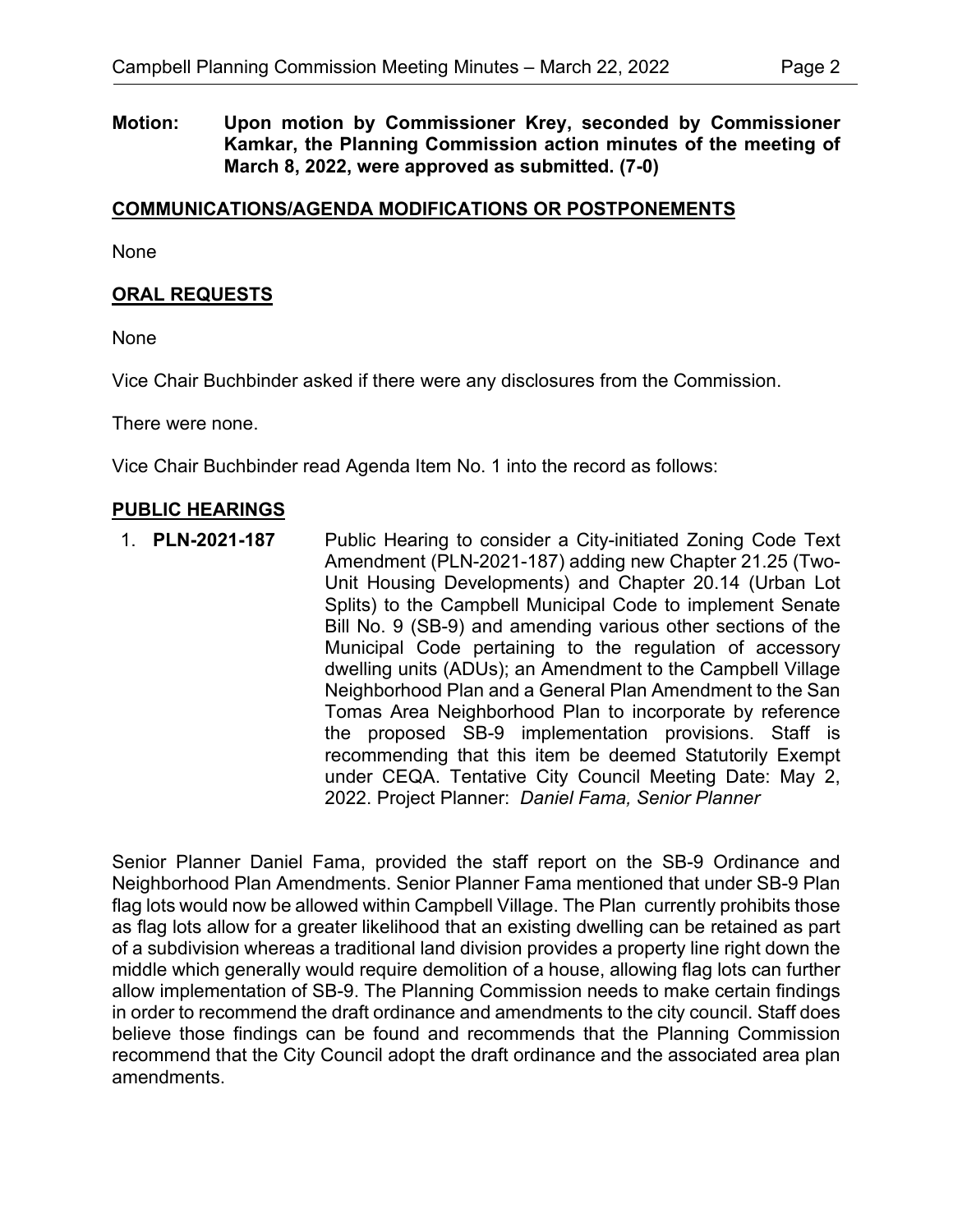**Motion: Upon motion by Commissioner Krey, seconded by Commissioner Kamkar, the Planning Commission action minutes of the meeting of March 8, 2022, were approved as submitted. (7-0)**

## COMMUNICATIONS/AGENDA MODIFICATIONS OR POSTPONEMENTS

None

## ORAL REQUESTS

None

Vice Chair Buchbinder asked if there were any disclosures from the Commission.

There were none.

Vice Chair Buchbinder read Agenda Item No. 1 into the record as follows:

## PUBLIC HEARINGS

1. **PLN-2021-187** Public Hearing to consider a City-initiated Zoning Code Text Amendment (PLN-2021-187) adding new Chapter 21.25 (Two-Unit Housing Developments) and Chapter 20.14 (Urban Lot Splits) to the Campbell Municipal Code to implement Senate Bill No. 9 (SB-9) and amending various other sections of the Municipal Code pertaining to the regulation of accessory dwelling units (ADUs); an Amendment to the Campbell Village Neighborhood Plan and a General Plan Amendment to the San Tomas Area Neighborhood Plan to incorporate by reference the proposed SB-9 implementation provisions. Staff is recommending that this item be deemed Statutorily Exempt under CEQA. Tentative City Council Meeting Date: May 2, 2022. Project Planner: *Daniel Fama, Senior Planner*

Senior Planner Daniel Fama, provided the staff report on the SB-9 Ordinance and Neighborhood Plan Amendments. Senior Planner Fama mentioned that under SB-9 Plan flag lots would now be allowed within Campbell Village. The Plan currently prohibits those as flag lots allow for a greater likelihood that an existing dwelling can be retained as part of a subdivision whereas a traditional land division provides a property line right down the middle which generally would require demolition of a house, allowing flag lots can further allow implementation of SB-9. The Planning Commission needs to make certain findings in order to recommend the draft ordinance and amendments to the city council. Staff does believe those findings can be found and recommends that the Planning Commission recommend that the City Council adopt the draft ordinance and the associated area plan amendments.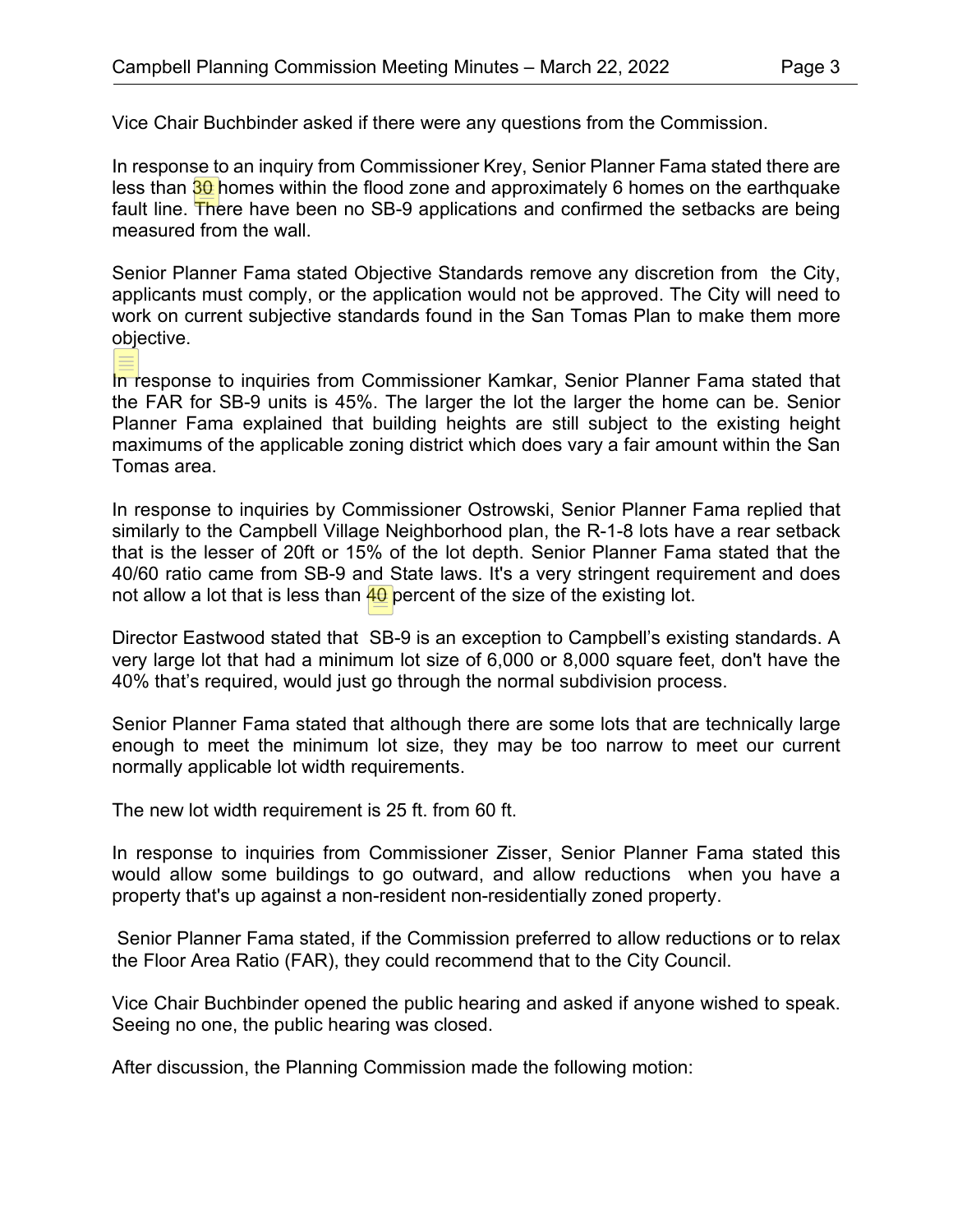Vice Chair Buchbinder asked if there were any questions from the Commission.

In response to an inquiry from Commissioner Krey, Senior Planner Fama stated there are less than 30 homes within the flood zone and approximately 6 homes on the earthquake fault line. There have been no SB-9 applications and confirmed the setbacks are being measured from the wall.

Senior Planner Fama stated Objective Standards remove any discretion from the City, applicants must comply, or the application would not be approved. The City will need to work on current subjective standards found in the San Tomas Plan to make them more objective.

In response to inquiries from Commissioner Kamkar, Senior Planner Fama stated that the FAR for SB-9 units is 45%. The larger the lot the larger the home can be. Senior Planner Fama explained that building heights are still subject to the existing height maximums of the applicable zoning district which does vary a fair amount within the San Tomas area.

In response to inquiries by Commissioner Ostrowski, Senior Planner Fama replied that similarly to the Campbell Village Neighborhood plan, the R-1-8 lots have a rear setback that is the lesser of 20ft or 15% of the lot depth. Senior Planner Fama stated that the 40/60 ratio came from SB-9 and State laws. It's a very stringent requirement and does not allow a lot that is less than 40 percent of the size of the existing lot.

Director Eastwood stated that SB-9 is an exception to Campbell's existing standards. A very large lot that had a minimum lot size of 6,000 or 8,000 square feet, don't have the 40% that's required, would just go through the normal subdivision process.

Senior Planner Fama stated that although there are some lots that are technically large enough to meet the minimum lot size, they may be too narrow to meet our current normally applicable lot width requirements.

The new lot width requirement is 25 ft. from 60 ft.

In response to inquiries from Commissioner Zisser, Senior Planner Fama stated this would allow some buildings to go outward, and allow reductions when you have a property that's up against a non-resident non-residentially zoned property.

Senior Planner Fama stated, if the Commission preferred to allow reductions or to relax the Floor Area Ratio (FAR), they could recommend that to the City Council.

Vice Chair Buchbinder opened the public hearing and asked if anyone wished to speak. Seeing no one, the public hearing was closed.

After discussion, the Planning Commission made the following motion: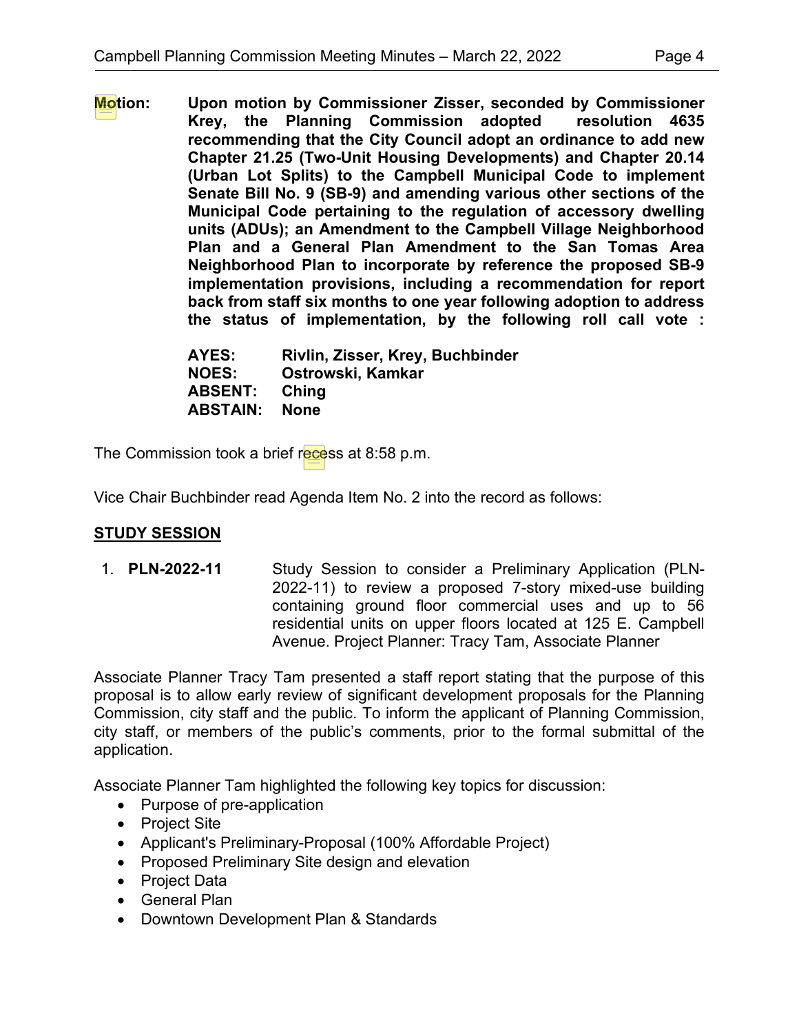**Motion:** **Upon motion by Commissioner Zisser, seconded by Commissioner Krey, the Planning Commission adopted resolution 4635 recommending that the City Council adopt an ordinance to add new Chapter 21.25 (Two-Unit Housing Developments) and Chapter 20.14 (Urban Lot Splits) to the Campbell Municipal Code to implement Senate Bill No. 9 (SB-9) and amending various other sections of the Municipal Code pertaining to the regulation of accessory dwelling units (ADUs); an Amendment to the Campbell Village Neighborhood Plan and a General Plan Amendment to the San Tomas Area Neighborhood Plan to incorporate by reference the proposed SB-9 implementation provisions, including a recommendation for report back from staff six months to one year following adoption to address the status of implementation, by the following roll call vote :**

**AYES: Rivlin, Zisser, Krey, Buchbinder**
**NOES: Ostrowski, Kamkar**
**ABSENT: Ching**
**ABSTAIN: None**

The Commission took a brief recess at 8:58 p.m.

Vice Chair Buchbinder read Agenda Item No. 2 into the record as follows:

## STUDY SESSION

1. **PLN-2022-11** Study Session to consider a Preliminary Application (PLN-2022-11) to review a proposed 7-story mixed-use building containing ground floor commercial uses and up to 56 residential units on upper floors located at 125 E. Campbell Avenue. Project Planner: Tracy Tam, Associate Planner

Associate Planner Tracy Tam presented a staff report stating that the purpose of this proposal is to allow early review of significant development proposals for the Planning Commission, city staff and the public. To inform the applicant of Planning Commission, city staff, or members of the public's comments, prior to the formal submittal of the application.

Associate Planner Tam highlighted the following key topics for discussion:

- Purpose of pre-application
- Project Site
- Applicant's Preliminary-Proposal (100% Affordable Project)
- Proposed Preliminary Site design and elevation
- Project Data
- General Plan
- Downtown Development Plan & Standards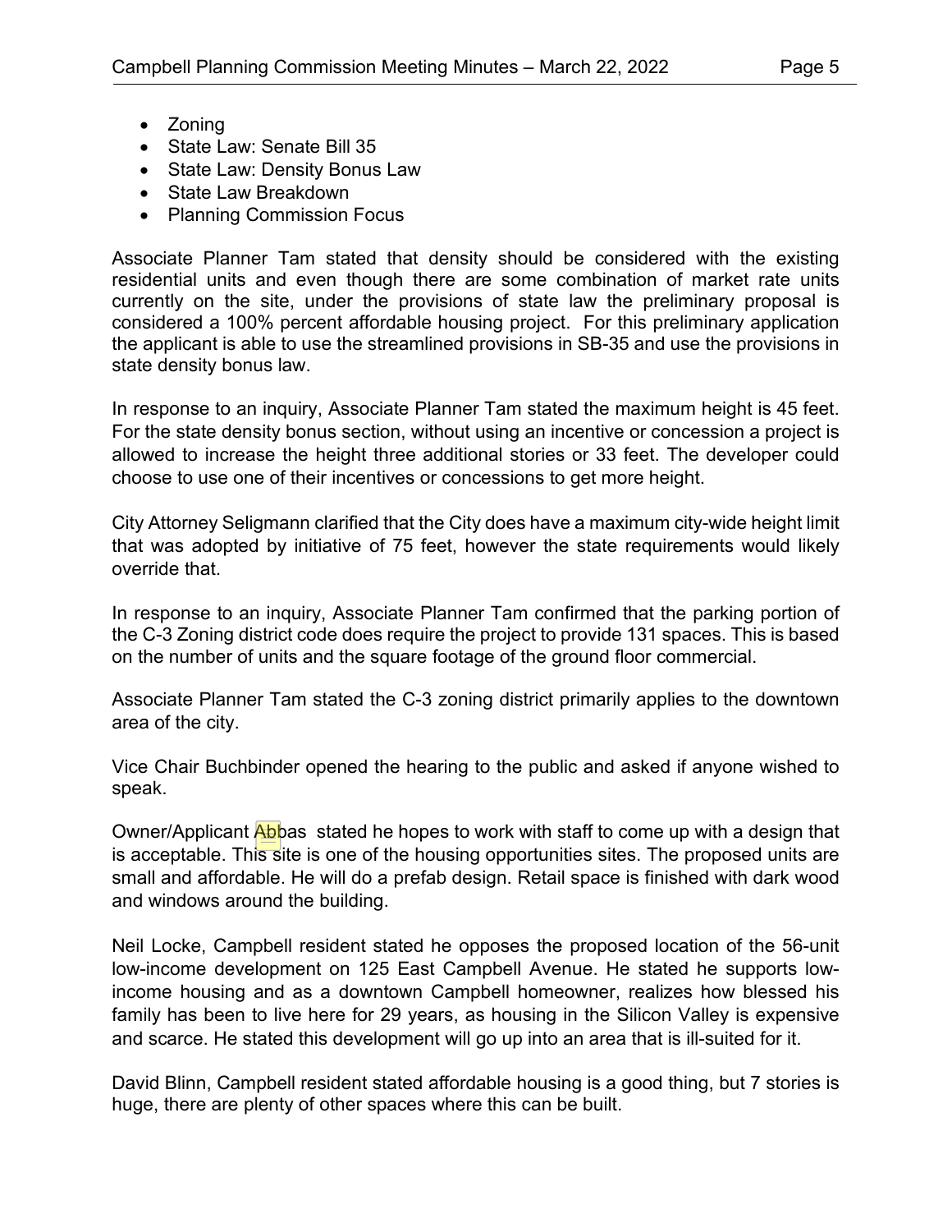- Zoning
- State Law: Senate Bill 35
- State Law: Density Bonus Law
- State Law Breakdown
- Planning Commission Focus

Associate Planner Tam stated that density should be considered with the existing residential units and even though there are some combination of market rate units currently on the site, under the provisions of state law the preliminary proposal is considered a 100% percent affordable housing project. For this preliminary application the applicant is able to use the streamlined provisions in SB-35 and use the provisions in state density bonus law.

In response to an inquiry, Associate Planner Tam stated the maximum height is 45 feet. For the state density bonus section, without using an incentive or concession a project is allowed to increase the height three additional stories or 33 feet. The developer could choose to use one of their incentives or concessions to get more height.

City Attorney Seligmann clarified that the City does have a maximum city-wide height limit that was adopted by initiative of 75 feet, however the state requirements would likely override that.

In response to an inquiry, Associate Planner Tam confirmed that the parking portion of the C-3 Zoning district code does require the project to provide 131 spaces. This is based on the number of units and the square footage of the ground floor commercial.

Associate Planner Tam stated the C-3 zoning district primarily applies to the downtown area of the city.

Vice Chair Buchbinder opened the hearing to the public and asked if anyone wished to speak.

Owner/Applicant Abbas stated he hopes to work with staff to come up with a design that is acceptable. This site is one of the housing opportunities sites. The proposed units are small and affordable. He will do a prefab design. Retail space is finished with dark wood and windows around the building.

Neil Locke, Campbell resident stated he opposes the proposed location of the 56-unit low-income development on 125 East Campbell Avenue. He stated he supports low-income housing and as a downtown Campbell homeowner, realizes how blessed his family has been to live here for 29 years, as housing in the Silicon Valley is expensive and scarce. He stated this development will go up into an area that is ill-suited for it.

David Blinn, Campbell resident stated affordable housing is a good thing, but 7 stories is huge, there are plenty of other spaces where this can be built.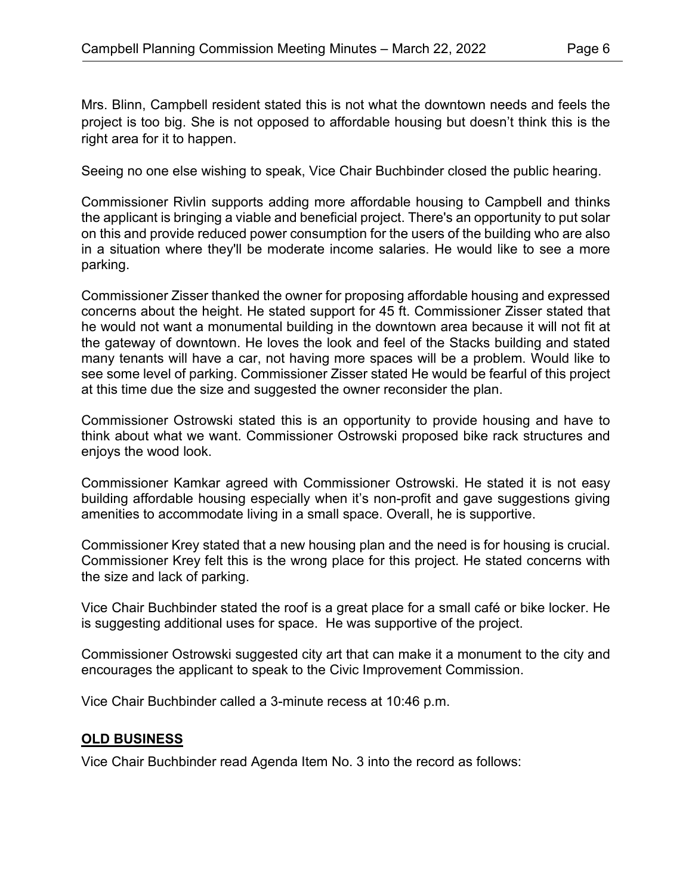Mrs. Blinn, Campbell resident stated this is not what the downtown needs and feels the project is too big. She is not opposed to affordable housing but doesn't think this is the right area for it to happen.

Seeing no one else wishing to speak, Vice Chair Buchbinder closed the public hearing.

Commissioner Rivlin supports adding more affordable housing to Campbell and thinks the applicant is bringing a viable and beneficial project. There's an opportunity to put solar on this and provide reduced power consumption for the users of the building who are also in a situation where they'll be moderate income salaries. He would like to see a more parking.

Commissioner Zisser thanked the owner for proposing affordable housing and expressed concerns about the height. He stated support for 45 ft. Commissioner Zisser stated that he would not want a monumental building in the downtown area because it will not fit at the gateway of downtown. He loves the look and feel of the Stacks building and stated many tenants will have a car, not having more spaces will be a problem. Would like to see some level of parking. Commissioner Zisser stated He would be fearful of this project at this time due the size and suggested the owner reconsider the plan.

Commissioner Ostrowski stated this is an opportunity to provide housing and have to think about what we want. Commissioner Ostrowski proposed bike rack structures and enjoys the wood look.

Commissioner Kamkar agreed with Commissioner Ostrowski. He stated it is not easy building affordable housing especially when it's non-profit and gave suggestions giving amenities to accommodate living in a small space. Overall, he is supportive.

Commissioner Krey stated that a new housing plan and the need is for housing is crucial. Commissioner Krey felt this is the wrong place for this project. He stated concerns with the size and lack of parking.

Vice Chair Buchbinder stated the roof is a great place for a small café or bike locker. He is suggesting additional uses for space. He was supportive of the project.

Commissioner Ostrowski suggested city art that can make it a monument to the city and encourages the applicant to speak to the Civic Improvement Commission.

Vice Chair Buchbinder called a 3-minute recess at 10:46 p.m.

## **OLD BUSINESS**

Vice Chair Buchbinder read Agenda Item No. 3 into the record as follows: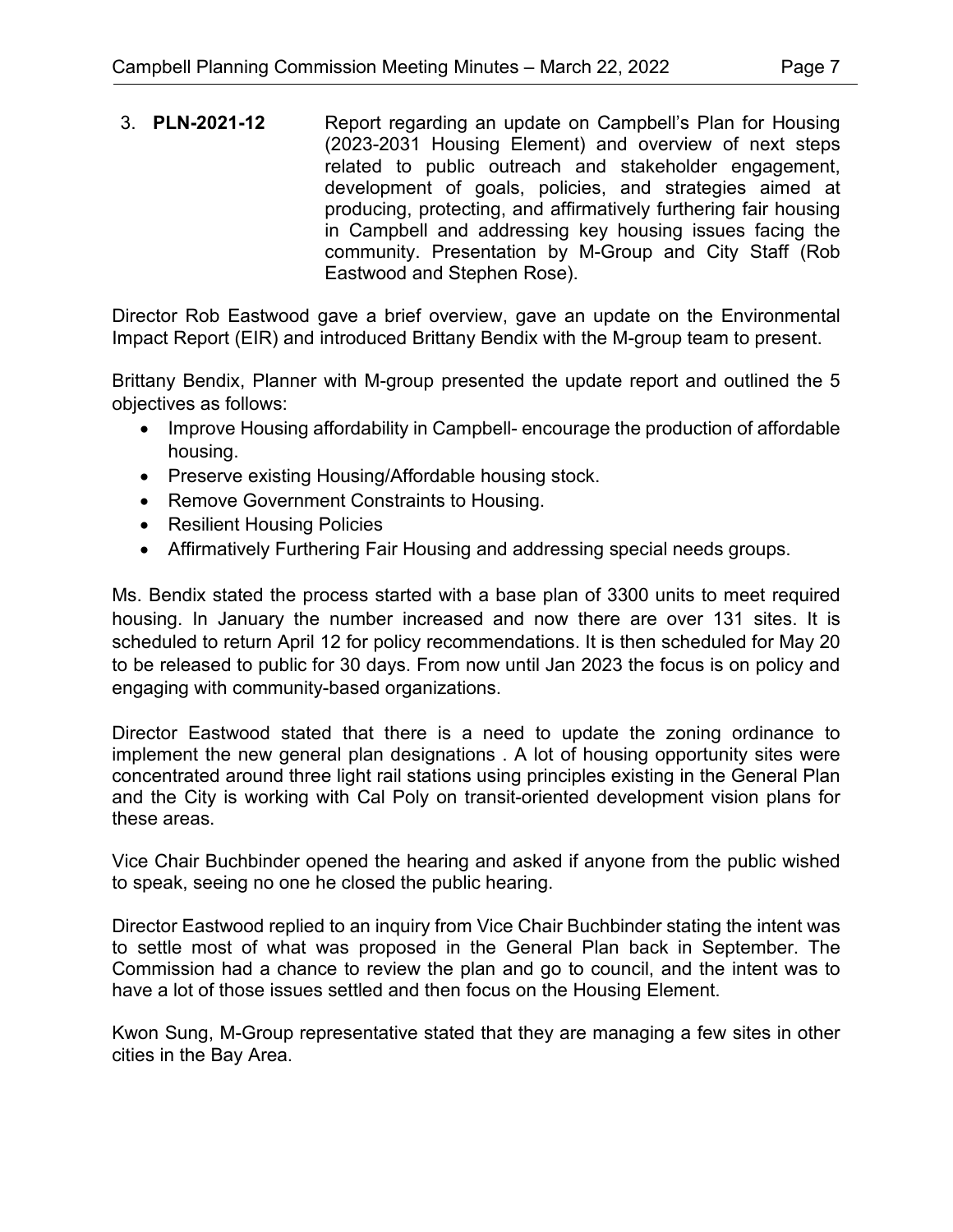3. **PLN-2021-12** Report regarding an update on Campbell's Plan for Housing (2023-2031 Housing Element) and overview of next steps related to public outreach and stakeholder engagement, development of goals, policies, and strategies aimed at producing, protecting, and affirmatively furthering fair housing in Campbell and addressing key housing issues facing the community. Presentation by M-Group and City Staff (Rob Eastwood and Stephen Rose).

Director Rob Eastwood gave a brief overview, gave an update on the Environmental Impact Report (EIR) and introduced Brittany Bendix with the M-group team to present.

Brittany Bendix, Planner with M-group presented the update report and outlined the 5 objectives as follows:

- Improve Housing affordability in Campbell- encourage the production of affordable housing.
- Preserve existing Housing/Affordable housing stock.
- Remove Government Constraints to Housing.
- Resilient Housing Policies
- Affirmatively Furthering Fair Housing and addressing special needs groups.

Ms. Bendix stated the process started with a base plan of 3300 units to meet required housing. In January the number increased and now there are over 131 sites. It is scheduled to return April 12 for policy recommendations. It is then scheduled for May 20 to be released to public for 30 days. From now until Jan 2023 the focus is on policy and engaging with community-based organizations.

Director Eastwood stated that there is a need to update the zoning ordinance to implement the new general plan designations . A lot of housing opportunity sites were concentrated around three light rail stations using principles existing in the General Plan and the City is working with Cal Poly on transit-oriented development vision plans for these areas.

Vice Chair Buchbinder opened the hearing and asked if anyone from the public wished to speak, seeing no one he closed the public hearing.

Director Eastwood replied to an inquiry from Vice Chair Buchbinder stating the intent was to settle most of what was proposed in the General Plan back in September. The Commission had a chance to review the plan and go to council, and the intent was to have a lot of those issues settled and then focus on the Housing Element.

Kwon Sung, M-Group representative stated that they are managing a few sites in other cities in the Bay Area.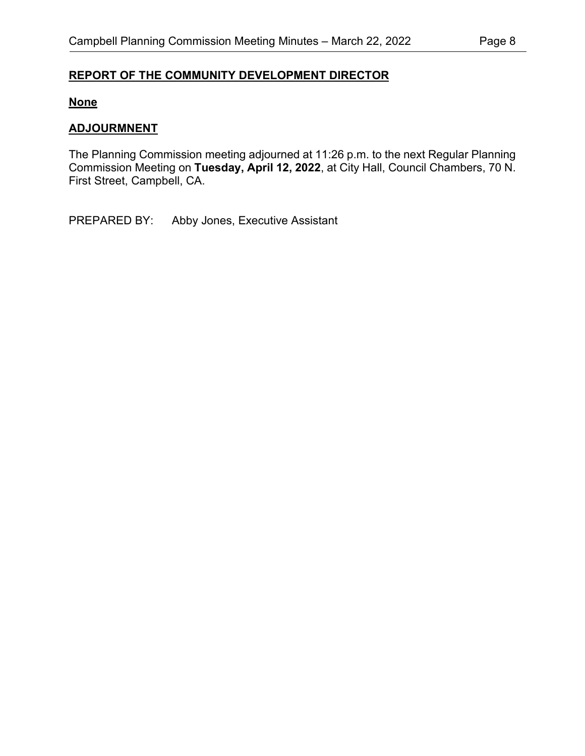**REPORT OF THE COMMUNITY DEVELOPMENT DIRECTOR**

**None**

**ADJOURMNENT**

The Planning Commission meeting adjourned at 11:26 p.m. to the next Regular Planning Commission Meeting on **Tuesday, April 12, 2022**, at City Hall, Council Chambers, 70 N. First Street, Campbell, CA.

PREPARED BY: Abby Jones, Executive Assistant